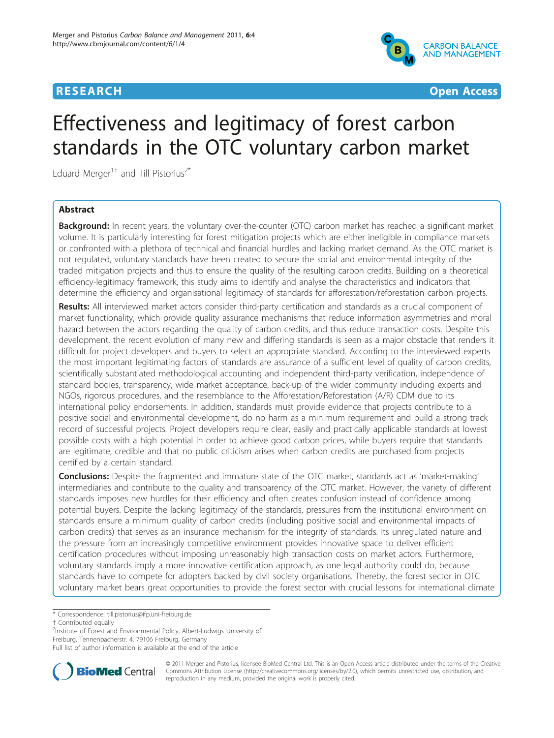RESEARCH Open Access

# Effectiveness and legitimacy of forest carbon standards in the OTC voluntary carbon market

Eduard Merger[1†] and Till Pistorius[2*]

## Abstract

**Background:** In recent years, the voluntary over-the-counter (OTC) carbon market has reached a significant market volume. It is particularly interesting for forest mitigation projects which are either ineligible in compliance markets or confronted with a plethora of technical and financial hurdles and lacking market demand. As the OTC market is not regulated, voluntary standards have been created to secure the social and environmental integrity of the traded mitigation projects and thus to ensure the quality of the resulting carbon credits. Building on a theoretical efficiency-legitimacy framework, this study aims to identify and analyse the characteristics and indicators that determine the efficiency and organisational legitimacy of standards for afforestation/reforestation carbon projects.

**Results:** All interviewed market actors consider third-party certification and standards as a crucial component of market functionality, which provide quality assurance mechanisms that reduce information asymmetries and moral hazard between the actors regarding the quality of carbon credits, and thus reduce transaction costs. Despite this development, the recent evolution of many new and differing standards is seen as a major obstacle that renders it difficult for project developers and buyers to select an appropriate standard. According to the interviewed experts the most important legitimating factors of standards are assurance of a sufficient level of quality of carbon credits, scientifically substantiated methodological accounting and independent third-party verification, independence of standard bodies, transparency, wide market acceptance, back-up of the wider community including experts and NGOs, rigorous procedures, and the resemblance to the Afforestation/Reforestation (A/R) CDM due to its international policy endorsements. In addition, standards must provide evidence that projects contribute to a positive social and environmental development, do no harm as a minimum requirement and build a strong track record of successful projects. Project developers require clear, easily and practically applicable standards at lowest possible costs with a high potential in order to achieve good carbon prices, while buyers require that standards are legitimate, credible and that no public criticism arises when carbon credits are purchased from projects certified by a certain standard.

**Conclusions:** Despite the fragmented and immature state of the OTC market, standards act as 'market-making' intermediaries and contribute to the quality and transparency of the OTC market. However, the variety of different standards imposes new hurdles for their efficiency and often creates confusion instead of confidence among potential buyers. Despite the lacking legitimacy of the standards, pressures from the institutional environment on standards ensure a minimum quality of carbon credits (including positive social and environmental impacts of carbon credits) that serves as an insurance mechanism for the integrity of standards. Its unregulated nature and the pressure from an increasingly competitive environment provides innovative space to deliver efficient certification procedures without imposing unreasonably high transaction costs on market actors. Furthermore, voluntary standards imply a more innovative certification approach, as one legal authority could do, because standards have to compete for adopters backed by civil society organisations. Thereby, the forest sector in OTC voluntary market bears great opportunities to provide the forest sector with crucial lessons for international climate

\* Correspondence: till.pistorius@ifp.uni-freiburg.de
† Contributed equally
[2]Institute of Forest and Environmental Policy, Albert-Ludwigs University of Freiburg, Tennenbacherstr. 4, 79106 Freiburg, Germany
Full list of author information is available at the end of the article

© 2011 Merger and Pistorius; licensee BioMed Central Ltd. This is an Open Access article distributed under the terms of the Creative Commons Attribution License (http://creativecommons.org/licenses/by/2.0), which permits unrestricted use, distribution, and reproduction in any medium, provided the original work is properly cited.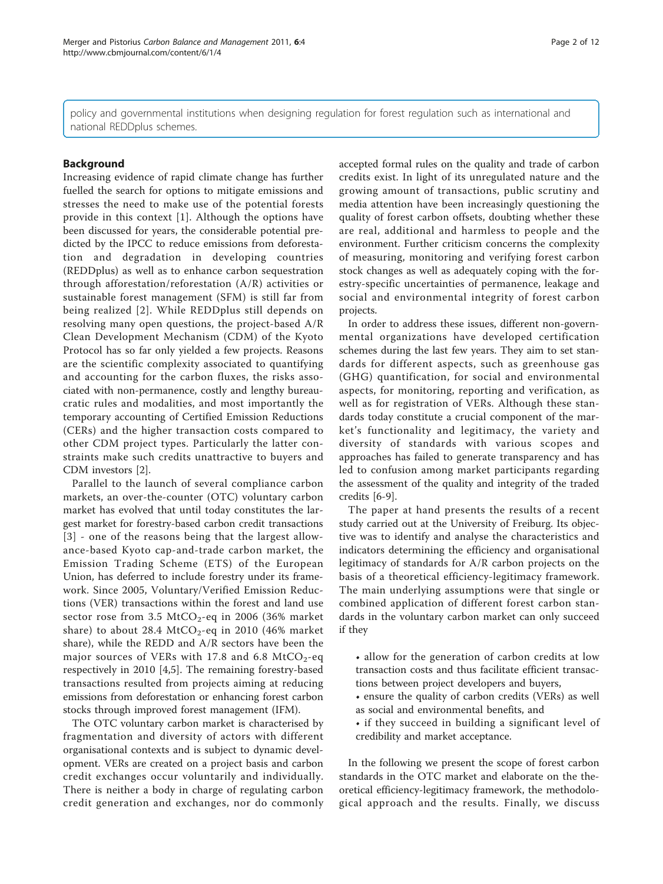policy and governmental institutions when designing regulation for forest regulation such as international and national REDDplus schemes.

## Background

Increasing evidence of rapid climate change has further fuelled the search for options to mitigate emissions and stresses the need to make use of the potential forests provide in this context [1]. Although the options have been discussed for years, the considerable potential predicted by the IPCC to reduce emissions from deforestation and degradation in developing countries (REDDplus) as well as to enhance carbon sequestration through afforestation/reforestation (A/R) activities or sustainable forest management (SFM) is still far from being realized [2]. While REDDplus still depends on resolving many open questions, the project-based A/R Clean Development Mechanism (CDM) of the Kyoto Protocol has so far only yielded a few projects. Reasons are the scientific complexity associated to quantifying and accounting for the carbon fluxes, the risks associated with non-permanence, costly and lengthy bureaucratic rules and modalities, and most importantly the temporary accounting of Certified Emission Reductions (CERs) and the higher transaction costs compared to other CDM project types. Particularly the latter constraints make such credits unattractive to buyers and CDM investors [2].

Parallel to the launch of several compliance carbon markets, an over-the-counter (OTC) voluntary carbon market has evolved that until today constitutes the largest market for forestry-based carbon credit transactions [3] - one of the reasons being that the largest allowance-based Kyoto cap-and-trade carbon market, the Emission Trading Scheme (ETS) of the European Union, has deferred to include forestry under its framework. Since 2005, Voluntary/Verified Emission Reductions (VER) transactions within the forest and land use sector rose from 3.5 $MtCO_2$-eq in 2006 (36% market share) to about 28.4 $MtCO_2$-eq in 2010 (46% market share), while the REDD and A/R sectors have been the major sources of VERs with 17.8 and 6.8 $MtCO_2$-eq respectively in 2010 [4,5]. The remaining forestry-based transactions resulted from projects aiming at reducing emissions from deforestation or enhancing forest carbon stocks through improved forest management (IFM).

The OTC voluntary carbon market is characterised by fragmentation and diversity of actors with different organisational contexts and is subject to dynamic development. VERs are created on a project basis and carbon credit exchanges occur voluntarily and individually. There is neither a body in charge of regulating carbon credit generation and exchanges, nor do commonly accepted formal rules on the quality and trade of carbon credits exist. In light of its unregulated nature and the growing amount of transactions, public scrutiny and media attention have been increasingly questioning the quality of forest carbon offsets, doubting whether these are real, additional and harmless to people and the environment. Further criticism concerns the complexity of measuring, monitoring and verifying forest carbon stock changes as well as adequately coping with the forestry-specific uncertainties of permanence, leakage and social and environmental integrity of forest carbon projects.

In order to address these issues, different non-governmental organizations have developed certification schemes during the last few years. They aim to set standards for different aspects, such as greenhouse gas (GHG) quantification, for social and environmental aspects, for monitoring, reporting and verification, as well as for registration of VERs. Although these standards today constitute a crucial component of the market's functionality and legitimacy, the variety and diversity of standards with various scopes and approaches has failed to generate transparency and has led to confusion among market participants regarding the assessment of the quality and integrity of the traded credits [6-9].

The paper at hand presents the results of a recent study carried out at the University of Freiburg. Its objective was to identify and analyse the characteristics and indicators determining the efficiency and organisational legitimacy of standards for A/R carbon projects on the basis of a theoretical efficiency-legitimacy framework. The main underlying assumptions were that single or combined application of different forest carbon standards in the voluntary carbon market can only succeed if they

- allow for the generation of carbon credits at low transaction costs and thus facilitate efficient transactions between project developers and buyers,
- ensure the quality of carbon credits (VERs) as well as social and environmental benefits, and
- if they succeed in building a significant level of credibility and market acceptance.

In the following we present the scope of forest carbon standards in the OTC market and elaborate on the theoretical efficiency-legitimacy framework, the methodological approach and the results. Finally, we discuss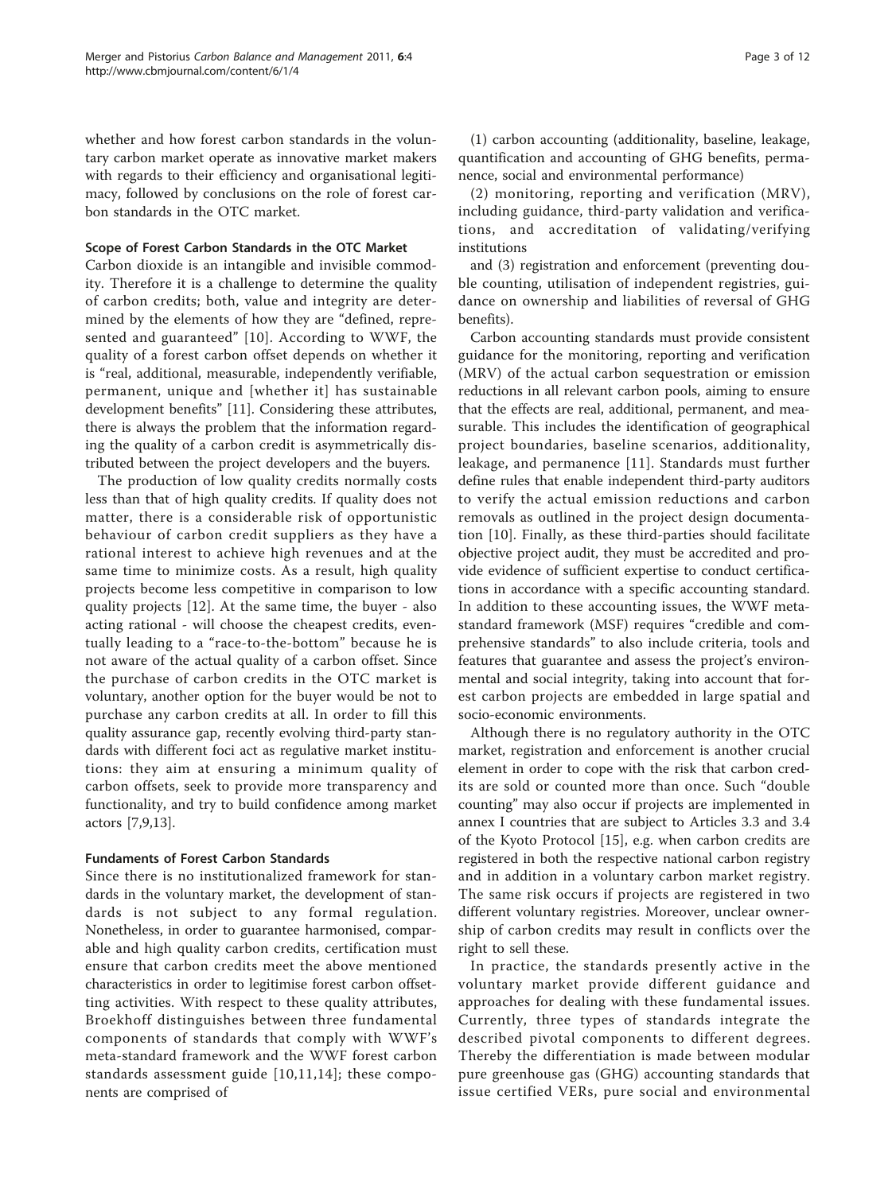whether and how forest carbon standards in the voluntary carbon market operate as innovative market makers with regards to their efficiency and organisational legitimacy, followed by conclusions on the role of forest carbon standards in the OTC market.

### Scope of Forest Carbon Standards in the OTC Market

Carbon dioxide is an intangible and invisible commodity. Therefore it is a challenge to determine the quality of carbon credits; both, value and integrity are determined by the elements of how they are "defined, represented and guaranteed" [10]. According to WWF, the quality of a forest carbon offset depends on whether it is "real, additional, measurable, independently verifiable, permanent, unique and [whether it] has sustainable development benefits" [11]. Considering these attributes, there is always the problem that the information regarding the quality of a carbon credit is asymmetrically distributed between the project developers and the buyers.

The production of low quality credits normally costs less than that of high quality credits. If quality does not matter, there is a considerable risk of opportunistic behaviour of carbon credit suppliers as they have a rational interest to achieve high revenues and at the same time to minimize costs. As a result, high quality projects become less competitive in comparison to low quality projects [12]. At the same time, the buyer - also acting rational - will choose the cheapest credits, eventually leading to a "race-to-the-bottom" because he is not aware of the actual quality of a carbon offset. Since the purchase of carbon credits in the OTC market is voluntary, another option for the buyer would be not to purchase any carbon credits at all. In order to fill this quality assurance gap, recently evolving third-party standards with different foci act as regulative market institutions: they aim at ensuring a minimum quality of carbon offsets, seek to provide more transparency and functionality, and try to build confidence among market actors [7,9,13].

### Fundaments of Forest Carbon Standards

Since there is no institutionalized framework for standards in the voluntary market, the development of standards is not subject to any formal regulation. Nonetheless, in order to guarantee harmonised, comparable and high quality carbon credits, certification must ensure that carbon credits meet the above mentioned characteristics in order to legitimise forest carbon offsetting activities. With respect to these quality attributes, Broekhoff distinguishes between three fundamental components of standards that comply with WWF's meta-standard framework and the WWF forest carbon standards assessment guide [10,11,14]; these components are comprised of

(1) carbon accounting (additionality, baseline, leakage, quantification and accounting of GHG benefits, permanence, social and environmental performance)

(2) monitoring, reporting and verification (MRV), including guidance, third-party validation and verifications, and accreditation of validating/verifying institutions

and (3) registration and enforcement (preventing double counting, utilisation of independent registries, guidance on ownership and liabilities of reversal of GHG benefits).

Carbon accounting standards must provide consistent guidance for the monitoring, reporting and verification (MRV) of the actual carbon sequestration or emission reductions in all relevant carbon pools, aiming to ensure that the effects are real, additional, permanent, and measurable. This includes the identification of geographical project boundaries, baseline scenarios, additionality, leakage, and permanence [11]. Standards must further define rules that enable independent third-party auditors to verify the actual emission reductions and carbon removals as outlined in the project design documentation [10]. Finally, as these third-parties should facilitate objective project audit, they must be accredited and provide evidence of sufficient expertise to conduct certifications in accordance with a specific accounting standard. In addition to these accounting issues, the WWF meta-standard framework (MSF) requires "credible and comprehensive standards" to also include criteria, tools and features that guarantee and assess the project's environmental and social integrity, taking into account that forest carbon projects are embedded in large spatial and socio-economic environments.

Although there is no regulatory authority in the OTC market, registration and enforcement is another crucial element in order to cope with the risk that carbon credits are sold or counted more than once. Such "double counting" may also occur if projects are implemented in annex I countries that are subject to Articles 3.3 and 3.4 of the Kyoto Protocol [15], e.g. when carbon credits are registered in both the respective national carbon registry and in addition in a voluntary carbon market registry. The same risk occurs if projects are registered in two different voluntary registries. Moreover, unclear ownership of carbon credits may result in conflicts over the right to sell these.

In practice, the standards presently active in the voluntary market provide different guidance and approaches for dealing with these fundamental issues. Currently, three types of standards integrate the described pivotal components to different degrees. Thereby the differentiation is made between modular pure greenhouse gas (GHG) accounting standards that issue certified VERs, pure social and environmental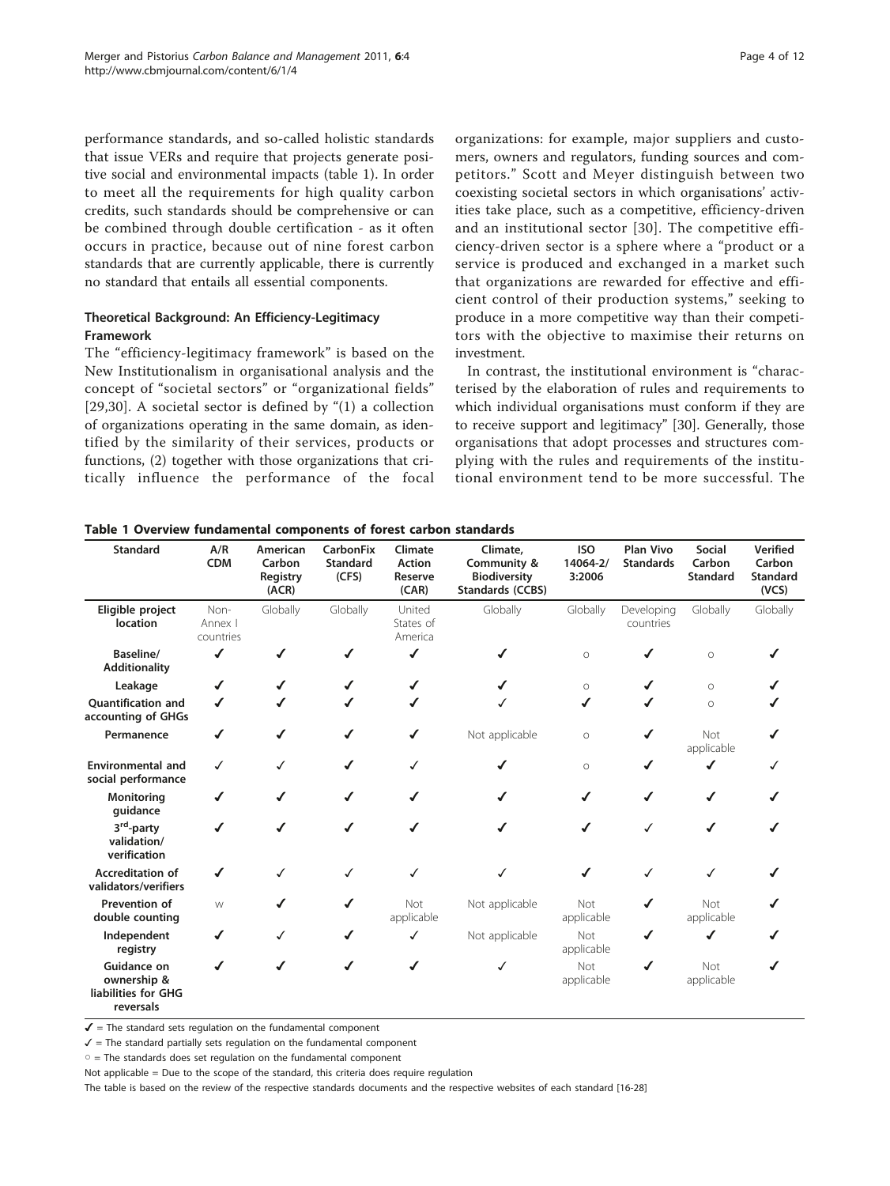performance standards, and so-called holistic standards that issue VERs and require that projects generate positive social and environmental impacts (table 1). In order to meet all the requirements for high quality carbon credits, such standards should be comprehensive or can be combined through double certification - as it often occurs in practice, because out of nine forest carbon standards that are currently applicable, there is currently no standard that entails all essential components.

## Theoretical Background: An Efficiency-Legitimacy Framework

The "efficiency-legitimacy framework" is based on the New Institutionalism in organisational analysis and the concept of "societal sectors" or "organizational fields" [29,30]. A societal sector is defined by "(1) a collection of organizations operating in the same domain, as identified by the similarity of their services, products or functions, (2) together with those organizations that critically influence the performance of the focal organizations: for example, major suppliers and customers, owners and regulators, funding sources and competitors." Scott and Meyer distinguish between two coexisting societal sectors in which organisations' activities take place, such as a competitive, efficiency-driven and an institutional sector [30]. The competitive efficiency-driven sector is a sphere where a "product or a service is produced and exchanged in a market such that organizations are rewarded for effective and efficient control of their production systems," seeking to produce in a more competitive way than their competitors with the objective to maximise their returns on investment.

In contrast, the institutional environment is "characterised by the elaboration of rules and requirements to which individual organisations must conform if they are to receive support and legitimacy" [30]. Generally, those organisations that adopt processes and structures complying with the rules and requirements of the institutional environment tend to be more successful. The

**Table 1 Overview fundamental components of forest carbon standards**

| Standard | A/R CDM | American Carbon Registry (ACR) | CarbonFix Standard (CFS) | Climate Action Reserve (CAR) | Climate, Community & Biodiversity Standards (CCBS) | ISO 14064-2/ 3:2006 | Plan Vivo Standards | Social Carbon Standard | Verified Carbon Standard (VCS) |
|---|---|---|---|---|---|---|---|---|---|
| Eligible project location | Non-Annex I countries | Globally | Globally | United States of America | Globally | Globally | Developing countries | Globally | Globally |
| Baseline/ Additionality | ✔ | ✔ | ✔ | ✔ | ✔ | ○ | ✔ | ○ | ✔ |
| Leakage | ✔ | ✔ | ✔ | ✔ | ✔ | ○ | ✔ | ○ | ✔ |
| Quantification and accounting of GHGs | ✔ | ✔ | ✔ | ✔ | ✓ | ✔ | ✔ | ○ | ✔ |
| Permanence | ✔ | ✔ | ✔ | ✔ | Not applicable | ○ | ✔ | Not applicable | ✔ |
| Environmental and social performance | ✓ | ✓ | ✔ | ✓ | ✔ | ○ | ✔ | ✔ | ✓ |
| Monitoring guidance | ✔ | ✔ | ✔ | ✔ | ✔ | ✔ | ✔ | ✔ | ✔ |
| 3rd-party validation/ verification | ✔ | ✔ | ✔ | ✔ | ✔ | ✔ | ✓ | ✔ | ✔ |
| Accreditation of validators/verifiers | ✔ | ✓ | ✓ | ✓ | ✓ | ✔ | ✓ | ✓ | ✔ |
| Prevention of double counting | w | ✔ | ✔ | Not applicable | Not applicable | Not applicable | ✔ | Not applicable | ✔ |
| Independent registry | ✔ | ✓ | ✔ | ✓ | Not applicable | Not applicable | ✔ | ✔ | ✔ |
| Guidance on ownership & liabilities for GHG reversals | ✔ | ✔ | ✔ | ✔ | ✓ | Not applicable | ✔ | Not applicable | ✔ |

✔ = The standard sets regulation on the fundamental component

✓ = The standard partially sets regulation on the fundamental component

○ = The standards does set regulation on the fundamental component

Not applicable = Due to the scope of the standard, this criteria does require regulation

The table is based on the review of the respective standards documents and the respective websites of each standard [16-28]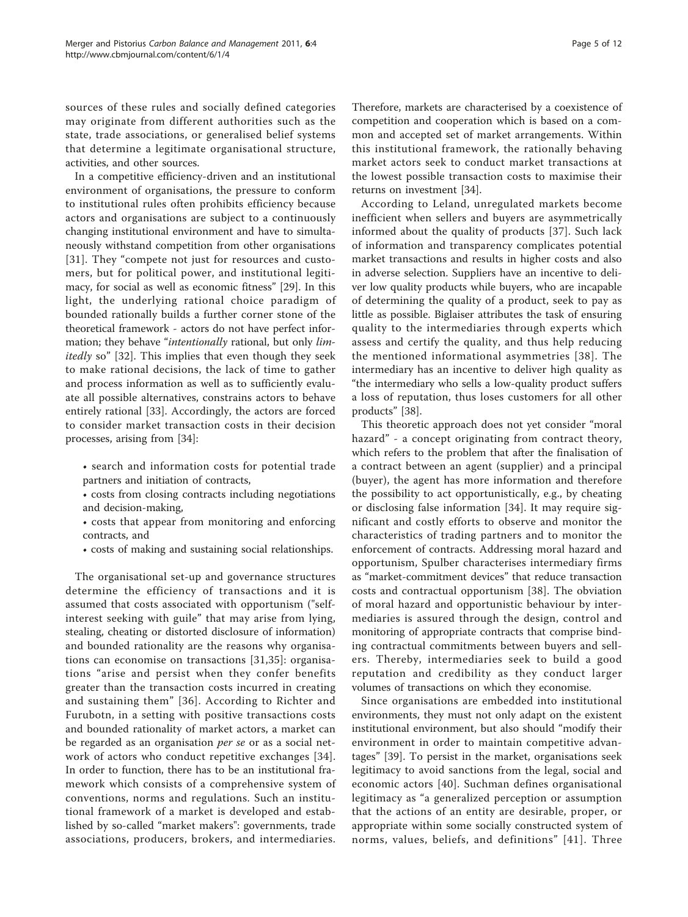sources of these rules and socially defined categories may originate from different authorities such as the state, trade associations, or generalised belief systems that determine a legitimate organisational structure, activities, and other sources.

In a competitive efficiency-driven and an institutional environment of organisations, the pressure to conform to institutional rules often prohibits efficiency because actors and organisations are subject to a continuously changing institutional environment and have to simultaneously withstand competition from other organisations [31]. They "compete not just for resources and customers, but for political power, and institutional legitimacy, for social as well as economic fitness" [29]. In this light, the underlying rational choice paradigm of bounded rationally builds a further corner stone of the theoretical framework - actors do not have perfect information; they behave "*intentionally* rational, but only *limitedly* so" [32]. This implies that even though they seek to make rational decisions, the lack of time to gather and process information as well as to sufficiently evaluate all possible alternatives, constrains actors to behave entirely rational [33]. Accordingly, the actors are forced to consider market transaction costs in their decision processes, arising from [34]:

- search and information costs for potential trade partners and initiation of contracts,
- costs from closing contracts including negotiations and decision-making,
- costs that appear from monitoring and enforcing contracts, and
- costs of making and sustaining social relationships.

The organisational set-up and governance structures determine the efficiency of transactions and it is assumed that costs associated with opportunism ("self-interest seeking with guile" that may arise from lying, stealing, cheating or distorted disclosure of information) and bounded rationality are the reasons why organisations can economise on transactions [31,35]: organisations "arise and persist when they confer benefits greater than the transaction costs incurred in creating and sustaining them" [36]. According to Richter and Furubotn, in a setting with positive transactions costs and bounded rationality of market actors, a market can be regarded as an organisation *per se* or as a social network of actors who conduct repetitive exchanges [34]. In order to function, there has to be an institutional framework which consists of a comprehensive system of conventions, norms and regulations. Such an institutional framework of a market is developed and established by so-called "market makers": governments, trade associations, producers, brokers, and intermediaries. Therefore, markets are characterised by a coexistence of competition and cooperation which is based on a common and accepted set of market arrangements. Within this institutional framework, the rationally behaving market actors seek to conduct market transactions at the lowest possible transaction costs to maximise their returns on investment [34].

According to Leland, unregulated markets become inefficient when sellers and buyers are asymmetrically informed about the quality of products [37]. Such lack of information and transparency complicates potential market transactions and results in higher costs and also in adverse selection. Suppliers have an incentive to deliver low quality products while buyers, who are incapable of determining the quality of a product, seek to pay as little as possible. Biglaiser attributes the task of ensuring quality to the intermediaries through experts which assess and certify the quality, and thus help reducing the mentioned informational asymmetries [38]. The intermediary has an incentive to deliver high quality as "the intermediary who sells a low-quality product suffers a loss of reputation, thus loses customers for all other products" [38].

This theoretic approach does not yet consider "moral hazard" - a concept originating from contract theory, which refers to the problem that after the finalisation of a contract between an agent (supplier) and a principal (buyer), the agent has more information and therefore the possibility to act opportunistically, e.g., by cheating or disclosing false information [34]. It may require significant and costly efforts to observe and monitor the characteristics of trading partners and to monitor the enforcement of contracts. Addressing moral hazard and opportunism, Spulber characterises intermediary firms as "market-commitment devices" that reduce transaction costs and contractual opportunism [38]. The obviation of moral hazard and opportunistic behaviour by intermediaries is assured through the design, control and monitoring of appropriate contracts that comprise binding contractual commitments between buyers and sellers. Thereby, intermediaries seek to build a good reputation and credibility as they conduct larger volumes of transactions on which they economise.

Since organisations are embedded into institutional environments, they must not only adapt on the existent institutional environment, but also should "modify their environment in order to maintain competitive advantages" [39]. To persist in the market, organisations seek legitimacy to avoid sanctions from the legal, social and economic actors [40]. Suchman defines organisational legitimacy as "a generalized perception or assumption that the actions of an entity are desirable, proper, or appropriate within some socially constructed system of norms, values, beliefs, and definitions" [41]. Three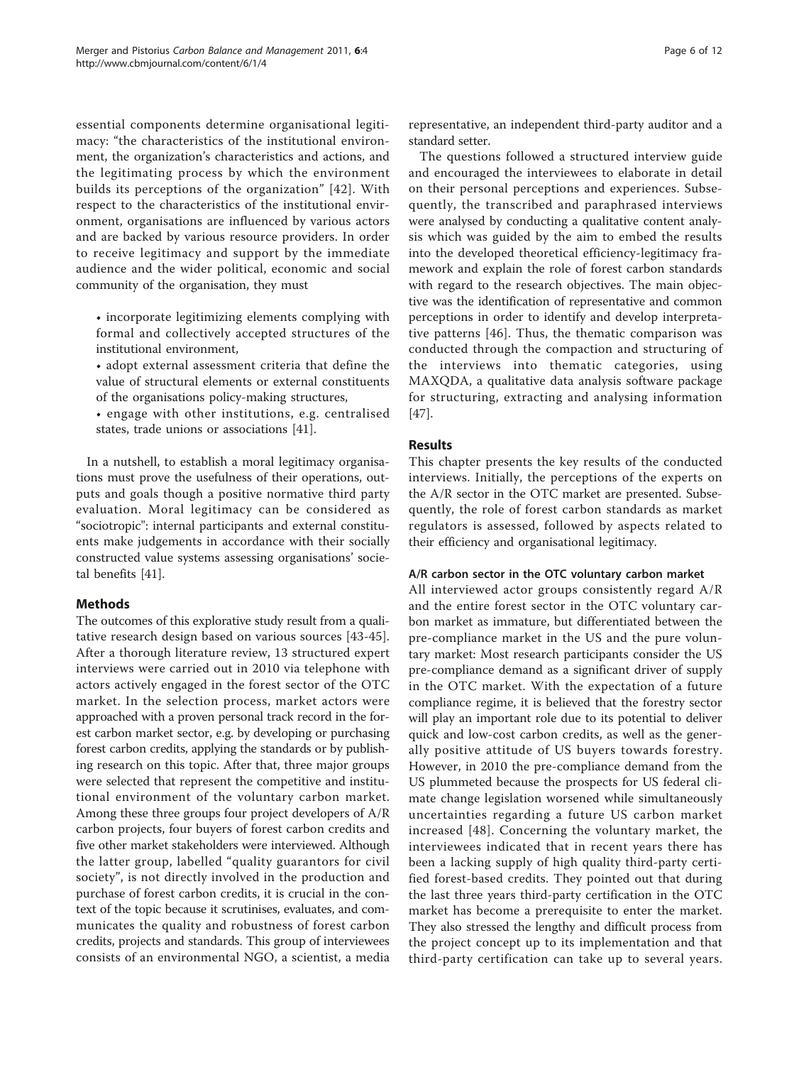essential components determine organisational legitimacy: "the characteristics of the institutional environment, the organization's characteristics and actions, and the legitimating process by which the environment builds its perceptions of the organization" [42]. With respect to the characteristics of the institutional environment, organisations are influenced by various actors and are backed by various resource providers. In order to receive legitimacy and support by the immediate audience and the wider political, economic and social community of the organisation, they must

- incorporate legitimizing elements complying with formal and collectively accepted structures of the institutional environment,
- adopt external assessment criteria that define the value of structural elements or external constituents of the organisations policy-making structures,
- engage with other institutions, e.g. centralised states, trade unions or associations [41].

In a nutshell, to establish a moral legitimacy organisations must prove the usefulness of their operations, outputs and goals though a positive normative third party evaluation. Moral legitimacy can be considered as "sociotropic": internal participants and external constituents make judgements in accordance with their socially constructed value systems assessing organisations' societal benefits [41].

## Methods

The outcomes of this explorative study result from a qualitative research design based on various sources [43-45]. After a thorough literature review, 13 structured expert interviews were carried out in 2010 via telephone with actors actively engaged in the forest sector of the OTC market. In the selection process, market actors were approached with a proven personal track record in the forest carbon market sector, e.g. by developing or purchasing forest carbon credits, applying the standards or by publishing research on this topic. After that, three major groups were selected that represent the competitive and institutional environment of the voluntary carbon market. Among these three groups four project developers of A/R carbon projects, four buyers of forest carbon credits and five other market stakeholders were interviewed. Although the latter group, labelled "quality guarantors for civil society", is not directly involved in the production and purchase of forest carbon credits, it is crucial in the context of the topic because it scrutinises, evaluates, and communicates the quality and robustness of forest carbon credits, projects and standards. This group of interviewees consists of an environmental NGO, a scientist, a media representative, an independent third-party auditor and a standard setter.

The questions followed a structured interview guide and encouraged the interviewees to elaborate in detail on their personal perceptions and experiences. Subsequently, the transcribed and paraphrased interviews were analysed by conducting a qualitative content analysis which was guided by the aim to embed the results into the developed theoretical efficiency-legitimacy framework and explain the role of forest carbon standards with regard to the research objectives. The main objective was the identification of representative and common perceptions in order to identify and develop interpretative patterns [46]. Thus, the thematic comparison was conducted through the compaction and structuring of the interviews into thematic categories, using MAXQDA, a qualitative data analysis software package for structuring, extracting and analysing information [47].

## Results

This chapter presents the key results of the conducted interviews. Initially, the perceptions of the experts on the A/R sector in the OTC market are presented. Subsequently, the role of forest carbon standards as market regulators is assessed, followed by aspects related to their efficiency and organisational legitimacy.

### A/R carbon sector in the OTC voluntary carbon market

All interviewed actor groups consistently regard A/R and the entire forest sector in the OTC voluntary carbon market as immature, but differentiated between the pre-compliance market in the US and the pure voluntary market: Most research participants consider the US pre-compliance demand as a significant driver of supply in the OTC market. With the expectation of a future compliance regime, it is believed that the forestry sector will play an important role due to its potential to deliver quick and low-cost carbon credits, as well as the generally positive attitude of US buyers towards forestry. However, in 2010 the pre-compliance demand from the US plummeted because the prospects for US federal climate change legislation worsened while simultaneously uncertainties regarding a future US carbon market increased [48]. Concerning the voluntary market, the interviewees indicated that in recent years there has been a lacking supply of high quality third-party certified forest-based credits. They pointed out that during the last three years third-party certification in the OTC market has become a prerequisite to enter the market. They also stressed the lengthy and difficult process from the project concept up to its implementation and that third-party certification can take up to several years.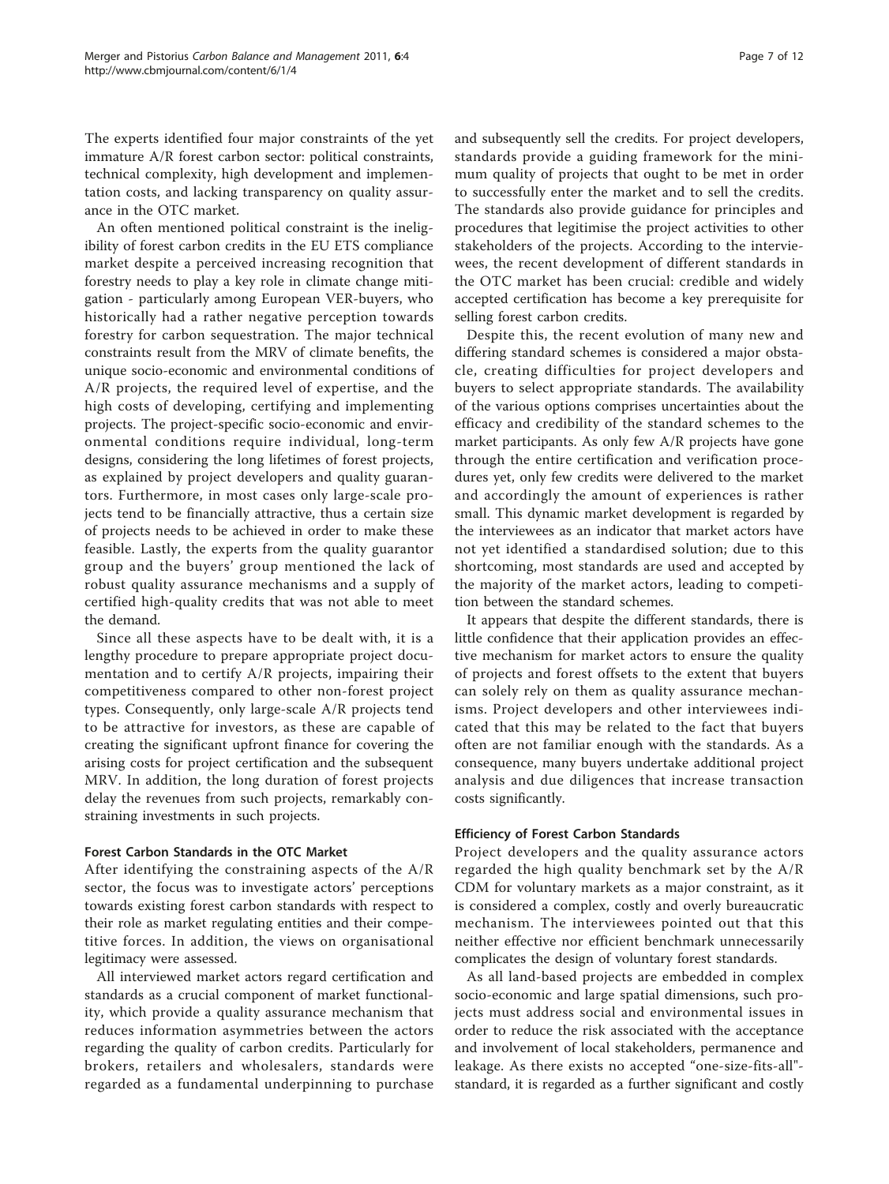The experts identified four major constraints of the yet immature A/R forest carbon sector: political constraints, technical complexity, high development and implementation costs, and lacking transparency on quality assurance in the OTC market.

An often mentioned political constraint is the ineligibility of forest carbon credits in the EU ETS compliance market despite a perceived increasing recognition that forestry needs to play a key role in climate change mitigation - particularly among European VER-buyers, who historically had a rather negative perception towards forestry for carbon sequestration. The major technical constraints result from the MRV of climate benefits, the unique socio-economic and environmental conditions of A/R projects, the required level of expertise, and the high costs of developing, certifying and implementing projects. The project-specific socio-economic and environmental conditions require individual, long-term designs, considering the long lifetimes of forest projects, as explained by project developers and quality guarantors. Furthermore, in most cases only large-scale projects tend to be financially attractive, thus a certain size of projects needs to be achieved in order to make these feasible. Lastly, the experts from the quality guarantor group and the buyers' group mentioned the lack of robust quality assurance mechanisms and a supply of certified high-quality credits that was not able to meet the demand.

Since all these aspects have to be dealt with, it is a lengthy procedure to prepare appropriate project documentation and to certify A/R projects, impairing their competitiveness compared to other non-forest project types. Consequently, only large-scale A/R projects tend to be attractive for investors, as these are capable of creating the significant upfront finance for covering the arising costs for project certification and the subsequent MRV. In addition, the long duration of forest projects delay the revenues from such projects, remarkably constraining investments in such projects.

#### Forest Carbon Standards in the OTC Market

After identifying the constraining aspects of the A/R sector, the focus was to investigate actors' perceptions towards existing forest carbon standards with respect to their role as market regulating entities and their competitive forces. In addition, the views on organisational legitimacy were assessed.

All interviewed market actors regard certification and standards as a crucial component of market functionality, which provide a quality assurance mechanism that reduces information asymmetries between the actors regarding the quality of carbon credits. Particularly for brokers, retailers and wholesalers, standards were regarded as a fundamental underpinning to purchase and subsequently sell the credits. For project developers, standards provide a guiding framework for the minimum quality of projects that ought to be met in order to successfully enter the market and to sell the credits. The standards also provide guidance for principles and procedures that legitimise the project activities to other stakeholders of the projects. According to the interviewees, the recent development of different standards in the OTC market has been crucial: credible and widely accepted certification has become a key prerequisite for selling forest carbon credits.

Despite this, the recent evolution of many new and differing standard schemes is considered a major obstacle, creating difficulties for project developers and buyers to select appropriate standards. The availability of the various options comprises uncertainties about the efficacy and credibility of the standard schemes to the market participants. As only few A/R projects have gone through the entire certification and verification procedures yet, only few credits were delivered to the market and accordingly the amount of experiences is rather small. This dynamic market development is regarded by the interviewees as an indicator that market actors have not yet identified a standardised solution; due to this shortcoming, most standards are used and accepted by the majority of the market actors, leading to competition between the standard schemes.

It appears that despite the different standards, there is little confidence that their application provides an effective mechanism for market actors to ensure the quality of projects and forest offsets to the extent that buyers can solely rely on them as quality assurance mechanisms. Project developers and other interviewees indicated that this may be related to the fact that buyers often are not familiar enough with the standards. As a consequence, many buyers undertake additional project analysis and due diligences that increase transaction costs significantly.

#### Efficiency of Forest Carbon Standards

Project developers and the quality assurance actors regarded the high quality benchmark set by the A/R CDM for voluntary markets as a major constraint, as it is considered a complex, costly and overly bureaucratic mechanism. The interviewees pointed out that this neither effective nor efficient benchmark unnecessarily complicates the design of voluntary forest standards.

As all land-based projects are embedded in complex socio-economic and large spatial dimensions, such projects must address social and environmental issues in order to reduce the risk associated with the acceptance and involvement of local stakeholders, permanence and leakage. As there exists no accepted "one-size-fits-all"-standard, it is regarded as a further significant and costly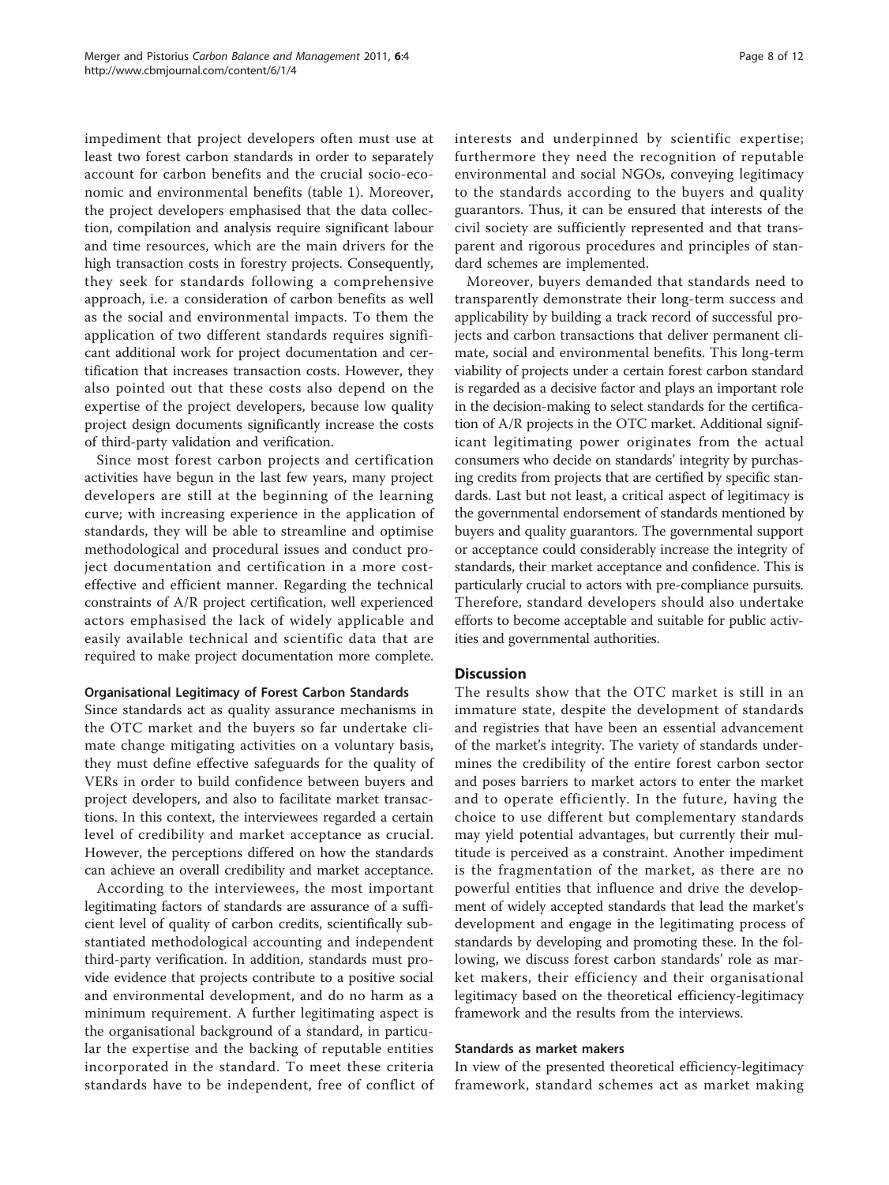impediment that project developers often must use at least two forest carbon standards in order to separately account for carbon benefits and the crucial socio-economic and environmental benefits (table 1). Moreover, the project developers emphasised that the data collection, compilation and analysis require significant labour and time resources, which are the main drivers for the high transaction costs in forestry projects. Consequently, they seek for standards following a comprehensive approach, i.e. a consideration of carbon benefits as well as the social and environmental impacts. To them the application of two different standards requires significant additional work for project documentation and certification that increases transaction costs. However, they also pointed out that these costs also depend on the expertise of the project developers, because low quality project design documents significantly increase the costs of third-party validation and verification.

Since most forest carbon projects and certification activities have begun in the last few years, many project developers are still at the beginning of the learning curve; with increasing experience in the application of standards, they will be able to streamline and optimise methodological and procedural issues and conduct project documentation and certification in a more cost-effective and efficient manner. Regarding the technical constraints of A/R project certification, well experienced actors emphasised the lack of widely applicable and easily available technical and scientific data that are required to make project documentation more complete.

#### Organisational Legitimacy of Forest Carbon Standards

Since standards act as quality assurance mechanisms in the OTC market and the buyers so far undertake climate change mitigating activities on a voluntary basis, they must define effective safeguards for the quality of VERs in order to build confidence between buyers and project developers, and also to facilitate market transactions. In this context, the interviewees regarded a certain level of credibility and market acceptance as crucial. However, the perceptions differed on how the standards can achieve an overall credibility and market acceptance.

According to the interviewees, the most important legitimating factors of standards are assurance of a sufficient level of quality of carbon credits, scientifically substantiated methodological accounting and independent third-party verification. In addition, standards must provide evidence that projects contribute to a positive social and environmental development, and do no harm as a minimum requirement. A further legitimating aspect is the organisational background of a standard, in particular the expertise and the backing of reputable entities incorporated in the standard. To meet these criteria standards have to be independent, free of conflict of interests and underpinned by scientific expertise; furthermore they need the recognition of reputable environmental and social NGOs, conveying legitimacy to the standards according to the buyers and quality guarantors. Thus, it can be ensured that interests of the civil society are sufficiently represented and that transparent and rigorous procedures and principles of standard schemes are implemented.

Moreover, buyers demanded that standards need to transparently demonstrate their long-term success and applicability by building a track record of successful projects and carbon transactions that deliver permanent climate, social and environmental benefits. This long-term viability of projects under a certain forest carbon standard is regarded as a decisive factor and plays an important role in the decision-making to select standards for the certification of A/R projects in the OTC market. Additional significant legitimating power originates from the actual consumers who decide on standards' integrity by purchasing credits from projects that are certified by specific standards. Last but not least, a critical aspect of legitimacy is the governmental endorsement of standards mentioned by buyers and quality guarantors. The governmental support or acceptance could considerably increase the integrity of standards, their market acceptance and confidence. This is particularly crucial to actors with pre-compliance pursuits. Therefore, standard developers should also undertake efforts to become acceptable and suitable for public activities and governmental authorities.

## Discussion

The results show that the OTC market is still in an immature state, despite the development of standards and registries that have been an essential advancement of the market's integrity. The variety of standards undermines the credibility of the entire forest carbon sector and poses barriers to market actors to enter the market and to operate efficiently. In the future, having the choice to use different but complementary standards may yield potential advantages, but currently their multitude is perceived as a constraint. Another impediment is the fragmentation of the market, as there are no powerful entities that influence and drive the development of widely accepted standards that lead the market's development and engage in the legitimating process of standards by developing and promoting these. In the following, we discuss forest carbon standards' role as market makers, their efficiency and their organisational legitimacy based on the theoretical efficiency-legitimacy framework and the results from the interviews.

#### Standards as market makers

In view of the presented theoretical efficiency-legitimacy framework, standard schemes act as market making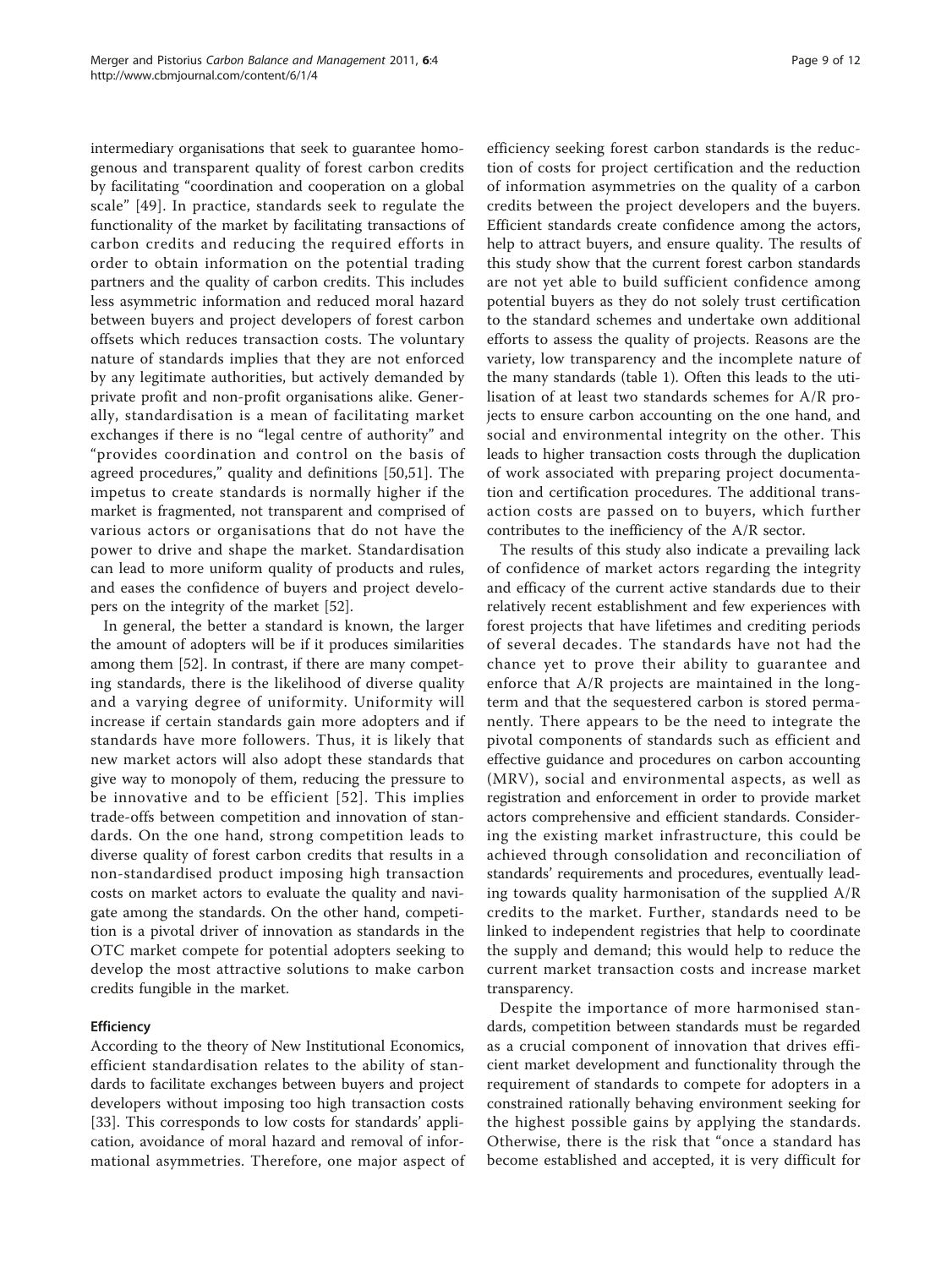intermediary organisations that seek to guarantee homogenous and transparent quality of forest carbon credits by facilitating "coordination and cooperation on a global scale" [49]. In practice, standards seek to regulate the functionality of the market by facilitating transactions of carbon credits and reducing the required efforts in order to obtain information on the potential trading partners and the quality of carbon credits. This includes less asymmetric information and reduced moral hazard between buyers and project developers of forest carbon offsets which reduces transaction costs. The voluntary nature of standards implies that they are not enforced by any legitimate authorities, but actively demanded by private profit and non-profit organisations alike. Generally, standardisation is a mean of facilitating market exchanges if there is no "legal centre of authority" and "provides coordination and control on the basis of agreed procedures," quality and definitions [50,51]. The impetus to create standards is normally higher if the market is fragmented, not transparent and comprised of various actors or organisations that do not have the power to drive and shape the market. Standardisation can lead to more uniform quality of products and rules, and eases the confidence of buyers and project developers on the integrity of the market [52].

In general, the better a standard is known, the larger the amount of adopters will be if it produces similarities among them [52]. In contrast, if there are many competing standards, there is the likelihood of diverse quality and a varying degree of uniformity. Uniformity will increase if certain standards gain more adopters and if standards have more followers. Thus, it is likely that new market actors will also adopt these standards that give way to monopoly of them, reducing the pressure to be innovative and to be efficient [52]. This implies trade-offs between competition and innovation of standards. On the one hand, strong competition leads to diverse quality of forest carbon credits that results in a non-standardised product imposing high transaction costs on market actors to evaluate the quality and navigate among the standards. On the other hand, competition is a pivotal driver of innovation as standards in the OTC market compete for potential adopters seeking to develop the most attractive solutions to make carbon credits fungible in the market.

#### Efficiency

According to the theory of New Institutional Economics, efficient standardisation relates to the ability of standards to facilitate exchanges between buyers and project developers without imposing too high transaction costs [33]. This corresponds to low costs for standards' application, avoidance of moral hazard and removal of informational asymmetries. Therefore, one major aspect of efficiency seeking forest carbon standards is the reduction of costs for project certification and the reduction of information asymmetries on the quality of a carbon credits between the project developers and the buyers. Efficient standards create confidence among the actors, help to attract buyers, and ensure quality. The results of this study show that the current forest carbon standards are not yet able to build sufficient confidence among potential buyers as they do not solely trust certification to the standard schemes and undertake own additional efforts to assess the quality of projects. Reasons are the variety, low transparency and the incomplete nature of the many standards (table 1). Often this leads to the utilisation of at least two standards schemes for A/R projects to ensure carbon accounting on the one hand, and social and environmental integrity on the other. This leads to higher transaction costs through the duplication of work associated with preparing project documentation and certification procedures. The additional transaction costs are passed on to buyers, which further contributes to the inefficiency of the A/R sector.

The results of this study also indicate a prevailing lack of confidence of market actors regarding the integrity and efficacy of the current active standards due to their relatively recent establishment and few experiences with forest projects that have lifetimes and crediting periods of several decades. The standards have not had the chance yet to prove their ability to guarantee and enforce that A/R projects are maintained in the long-term and that the sequestered carbon is stored permanently. There appears to be the need to integrate the pivotal components of standards such as efficient and effective guidance and procedures on carbon accounting (MRV), social and environmental aspects, as well as registration and enforcement in order to provide market actors comprehensive and efficient standards. Considering the existing market infrastructure, this could be achieved through consolidation and reconciliation of standards' requirements and procedures, eventually leading towards quality harmonisation of the supplied A/R credits to the market. Further, standards need to be linked to independent registries that help to coordinate the supply and demand; this would help to reduce the current market transaction costs and increase market transparency.

Despite the importance of more harmonised standards, competition between standards must be regarded as a crucial component of innovation that drives efficient market development and functionality through the requirement of standards to compete for adopters in a constrained rationally behaving environment seeking for the highest possible gains by applying the standards. Otherwise, there is the risk that "once a standard has become established and accepted, it is very difficult for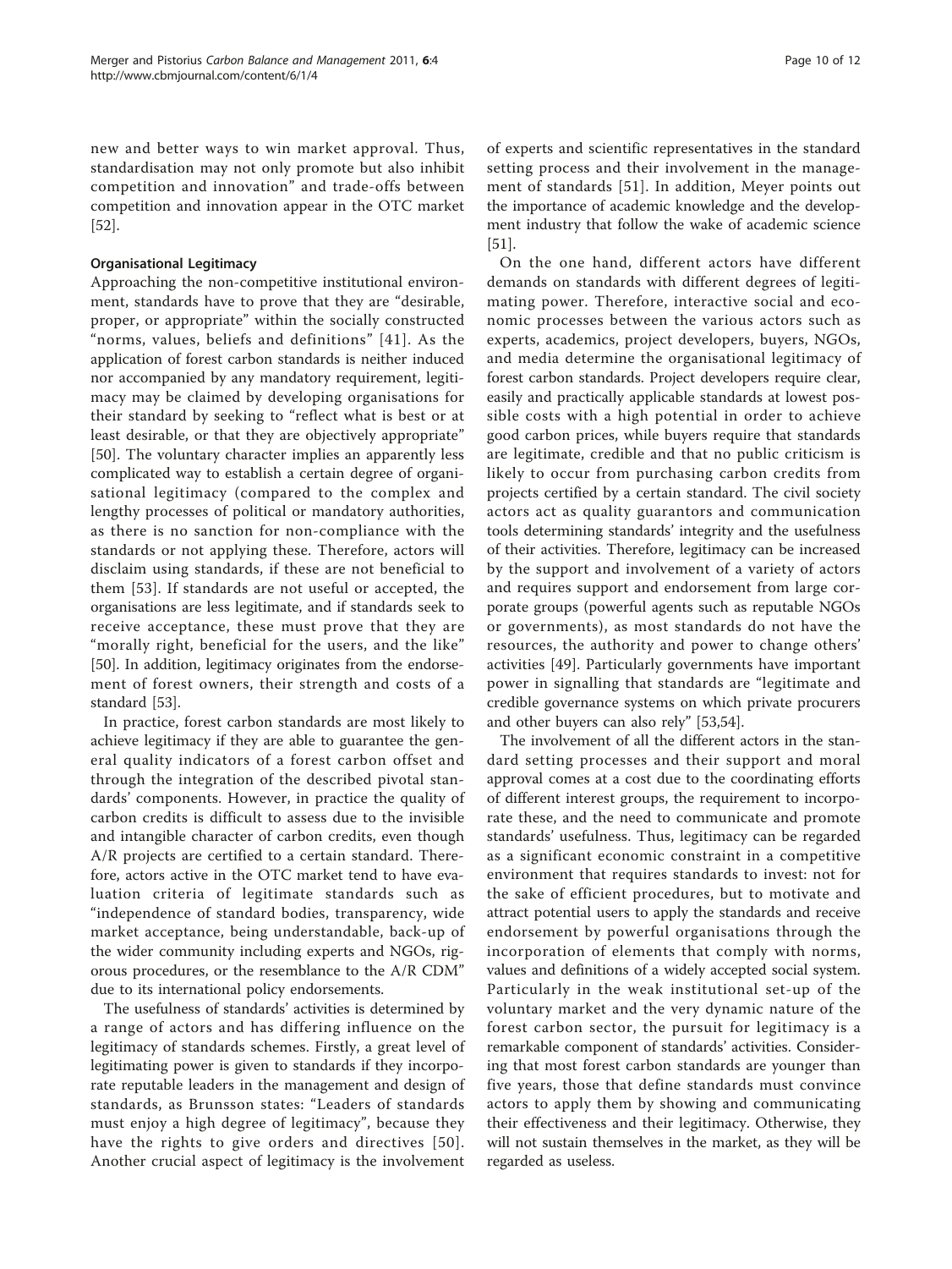new and better ways to win market approval. Thus, standardisation may not only promote but also inhibit competition and innovation" and trade-offs between competition and innovation appear in the OTC market [52].

### Organisational Legitimacy

Approaching the non-competitive institutional environment, standards have to prove that they are "desirable, proper, or appropriate" within the socially constructed "norms, values, beliefs and definitions" [41]. As the application of forest carbon standards is neither induced nor accompanied by any mandatory requirement, legitimacy may be claimed by developing organisations for their standard by seeking to "reflect what is best or at least desirable, or that they are objectively appropriate" [50]. The voluntary character implies an apparently less complicated way to establish a certain degree of organisational legitimacy (compared to the complex and lengthy processes of political or mandatory authorities, as there is no sanction for non-compliance with the standards or not applying these. Therefore, actors will disclaim using standards, if these are not beneficial to them [53]. If standards are not useful or accepted, the organisations are less legitimate, and if standards seek to receive acceptance, these must prove that they are "morally right, beneficial for the users, and the like" [50]. In addition, legitimacy originates from the endorsement of forest owners, their strength and costs of a standard [53].

In practice, forest carbon standards are most likely to achieve legitimacy if they are able to guarantee the general quality indicators of a forest carbon offset and through the integration of the described pivotal standards' components. However, in practice the quality of carbon credits is difficult to assess due to the invisible and intangible character of carbon credits, even though A/R projects are certified to a certain standard. Therefore, actors active in the OTC market tend to have evaluation criteria of legitimate standards such as "independence of standard bodies, transparency, wide market acceptance, being understandable, back-up of the wider community including experts and NGOs, rigorous procedures, or the resemblance to the A/R CDM" due to its international policy endorsements.

The usefulness of standards' activities is determined by a range of actors and has differing influence on the legitimacy of standards schemes. Firstly, a great level of legitimating power is given to standards if they incorporate reputable leaders in the management and design of standards, as Brunsson states: "Leaders of standards must enjoy a high degree of legitimacy", because they have the rights to give orders and directives [50]. Another crucial aspect of legitimacy is the involvement of experts and scientific representatives in the standard setting process and their involvement in the management of standards [51]. In addition, Meyer points out the importance of academic knowledge and the development industry that follow the wake of academic science [51].

On the one hand, different actors have different demands on standards with different degrees of legitimating power. Therefore, interactive social and economic processes between the various actors such as experts, academics, project developers, buyers, NGOs, and media determine the organisational legitimacy of forest carbon standards. Project developers require clear, easily and practically applicable standards at lowest possible costs with a high potential in order to achieve good carbon prices, while buyers require that standards are legitimate, credible and that no public criticism is likely to occur from purchasing carbon credits from projects certified by a certain standard. The civil society actors act as quality guarantors and communication tools determining standards' integrity and the usefulness of their activities. Therefore, legitimacy can be increased by the support and involvement of a variety of actors and requires support and endorsement from large corporate groups (powerful agents such as reputable NGOs or governments), as most standards do not have the resources, the authority and power to change others' activities [49]. Particularly governments have important power in signalling that standards are "legitimate and credible governance systems on which private procurers and other buyers can also rely" [53,54].

The involvement of all the different actors in the standard setting processes and their support and moral approval comes at a cost due to the coordinating efforts of different interest groups, the requirement to incorporate these, and the need to communicate and promote standards' usefulness. Thus, legitimacy can be regarded as a significant economic constraint in a competitive environment that requires standards to invest: not for the sake of efficient procedures, but to motivate and attract potential users to apply the standards and receive endorsement by powerful organisations through the incorporation of elements that comply with norms, values and definitions of a widely accepted social system. Particularly in the weak institutional set-up of the voluntary market and the very dynamic nature of the forest carbon sector, the pursuit for legitimacy is a remarkable component of standards' activities. Considering that most forest carbon standards are younger than five years, those that define standards must convince actors to apply them by showing and communicating their effectiveness and their legitimacy. Otherwise, they will not sustain themselves in the market, as they will be regarded as useless.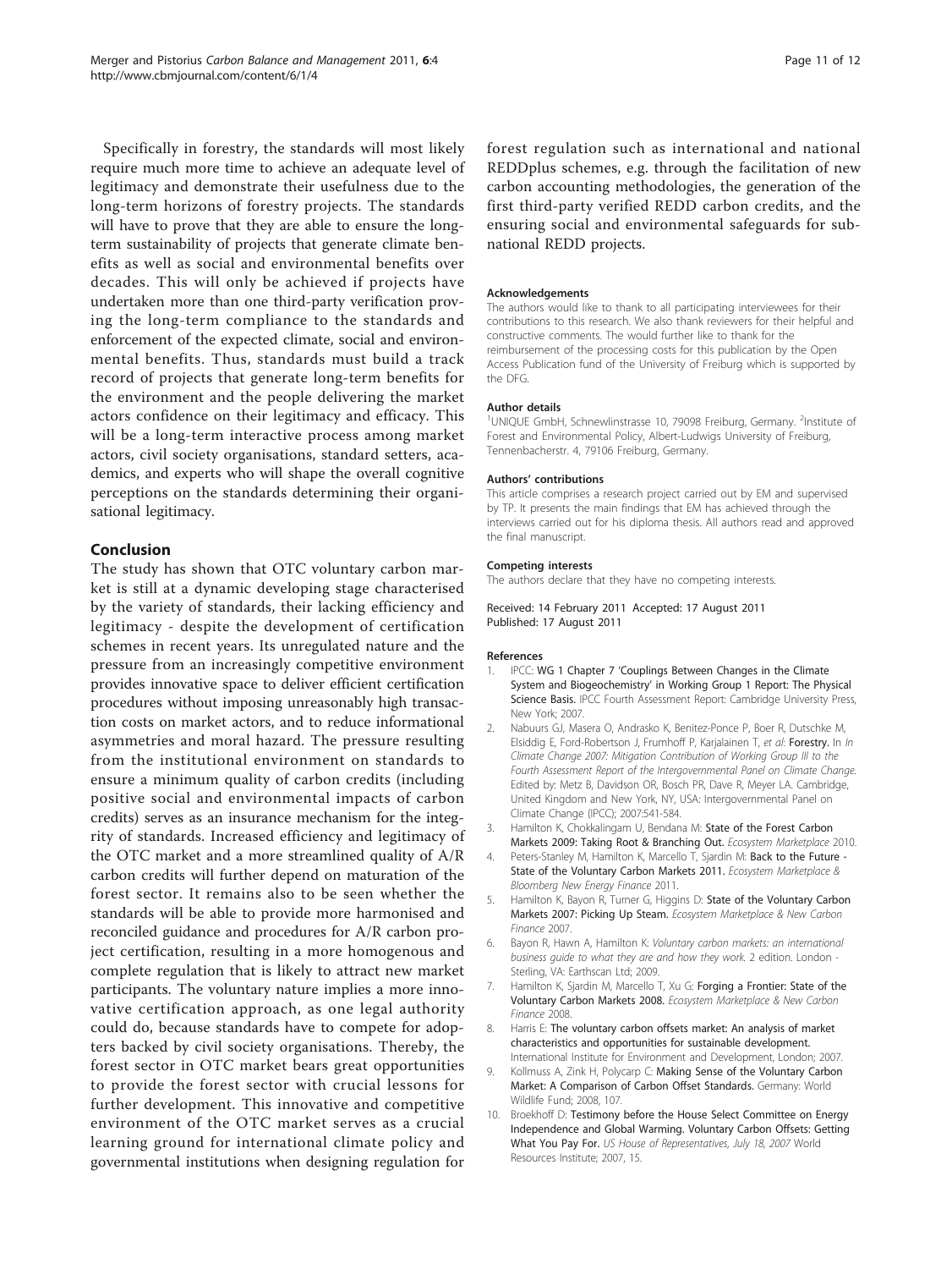Specifically in forestry, the standards will most likely require much more time to achieve an adequate level of legitimacy and demonstrate their usefulness due to the long-term horizons of forestry projects. The standards will have to prove that they are able to ensure the long-term sustainability of projects that generate climate benefits as well as social and environmental benefits over decades. This will only be achieved if projects have undertaken more than one third-party verification proving the long-term compliance to the standards and enforcement of the expected climate, social and environmental benefits. Thus, standards must build a track record of projects that generate long-term benefits for the environment and the people delivering the market actors confidence on their legitimacy and efficacy. This will be a long-term interactive process among market actors, civil society organisations, standard setters, academics, and experts who will shape the overall cognitive perceptions on the standards determining their organisational legitimacy.

## Conclusion

The study has shown that OTC voluntary carbon market is still at a dynamic developing stage characterised by the variety of standards, their lacking efficiency and legitimacy - despite the development of certification schemes in recent years. Its unregulated nature and the pressure from an increasingly competitive environment provides innovative space to deliver efficient certification procedures without imposing unreasonably high transaction costs on market actors, and to reduce informational asymmetries and moral hazard. The pressure resulting from the institutional environment on standards to ensure a minimum quality of carbon credits (including positive social and environmental impacts of carbon credits) serves as an insurance mechanism for the integrity of standards. Increased efficiency and legitimacy of the OTC market and a more streamlined quality of A/R carbon credits will further depend on maturation of the forest sector. It remains also to be seen whether the standards will be able to provide more harmonised and reconciled guidance and procedures for A/R carbon project certification, resulting in a more homogenous and complete regulation that is likely to attract new market participants. The voluntary nature implies a more innovative certification approach, as one legal authority could do, because standards have to compete for adopters backed by civil society organisations. Thereby, the forest sector in OTC market bears great opportunities to provide the forest sector with crucial lessons for further development. This innovative and competitive environment of the OTC market serves as a crucial learning ground for international climate policy and governmental institutions when designing regulation for forest regulation such as international and national REDDplus schemes, e.g. through the facilitation of new carbon accounting methodologies, the generation of the first third-party verified REDD carbon credits, and the ensuring social and environmental safeguards for sub-national REDD projects.

#### Acknowledgements

The authors would like to thank to all participating interviewees for their contributions to this research. We also thank reviewers for their helpful and constructive comments. The would further like to thank for the reimbursement of the processing costs for this publication by the Open Access Publication fund of the University of Freiburg which is supported by the DFG.

#### Author details

[1]UNIQUE GmbH, Schnewlinstrasse 10, 79098 Freiburg, Germany. [2]Institute of Forest and Environmental Policy, Albert-Ludwigs University of Freiburg, Tennenbacherstr. 4, 79106 Freiburg, Germany.

#### Authors' contributions

This article comprises a research project carried out by EM and supervised by TP. It presents the main findings that EM has achieved through the interviews carried out for his diploma thesis. All authors read and approved the final manuscript.

#### Competing interests

The authors declare that they have no competing interests.

Received: 14 February 2011 Accepted: 17 August 2011
Published: 17 August 2011

#### References

1. IPCC: **WG 1 Chapter 7 'Couplings Between Changes in the Climate System and Biogeochemistry' in Working Group 1 Report: The Physical Science Basis.** IPCC Fourth Assessment Report: Cambridge University Press, New York; 2007.
2. Nabuurs GJ, Masera O, Andrasko K, Benitez-Ponce P, Boer R, Dutschke M, Elsiddig E, Ford-Robertson J, Frumhoff P, Karjalainen T, *et al*: **Forestry.** In *In Climate Change 2007: Mitigation Contribution of Working Group III to the Fourth Assessment Report of the Intergovernmental Panel on Climate Change.* Edited by: Metz B, Davidson OR, Bosch PR, Dave R, Meyer LA. Cambridge, United Kingdom and New York, NY, USA: Intergovernmental Panel on Climate Change (IPCC); 2007:541-584.
3. Hamilton K, Chokkalingam U, Bendana M: **State of the Forest Carbon Markets 2009: Taking Root & Branching Out.** *Ecosystem Marketplace* 2010.
4. Peters-Stanley M, Hamilton K, Marcello T, Sjardin M: **Back to the Future - State of the Voluntary Carbon Markets 2011.** *Ecosystem Marketplace & Bloomberg New Energy Finance* 2011.
5. Hamilton K, Bayon R, Turner G, Higgins D: **State of the Voluntary Carbon Markets 2007: Picking Up Steam.** *Ecosystem Marketplace & New Carbon Finance* 2007.
6. Bayon R, Hawn A, Hamilton K: *Voluntary carbon markets: an international business guide to what they are and how they work.* 2 edition. London - Sterling, VA: Earthscan Ltd; 2009.
7. Hamilton K, Sjardin M, Marcello T, Xu G: **Forging a Frontier: State of the Voluntary Carbon Markets 2008.** *Ecosystem Marketplace & New Carbon Finance* 2008.
8. Harris E: **The voluntary carbon offsets market: An analysis of market characteristics and opportunities for sustainable development.** International Institute for Environment and Development, London; 2007.
9. Kollmuss A, Zink H, Polycarp C: **Making Sense of the Voluntary Carbon Market: A Comparison of Carbon Offset Standards.** Germany: World Wildlife Fund; 2008, 107.
10. Broekhoff D: **Testimony before the House Select Committee on Energy Independence and Global Warming. Voluntary Carbon Offsets: Getting What You Pay For.** *US House of Representatives, July 18, 2007* World Resources Institute; 2007, 15.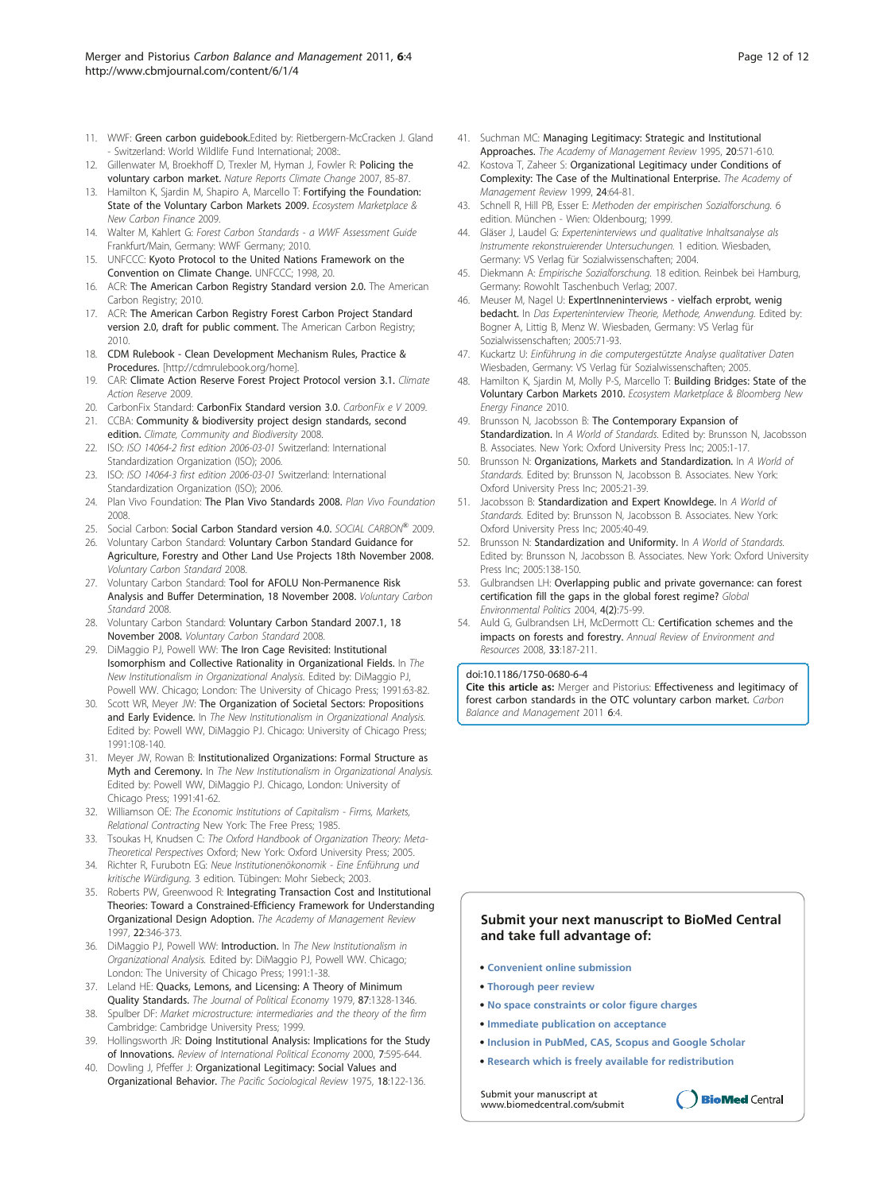11. WWF: **Green carbon guidebook.**Edited by: Rietbergern-McCracken J. Gland - Switzerland: World Wildlife Fund International; 2008:.
12. Gillenwater M, Broekhoff D, Trexler M, Hyman J, Fowler R: **Policing the voluntary carbon market.** *Nature Reports Climate Change* 2007, 85-87.
13. Hamilton K, Sjardin M, Shapiro A, Marcello T: **Fortifying the Foundation: State of the Voluntary Carbon Markets 2009.** *Ecosystem Marketplace & New Carbon Finance* 2009.
14. Walter M, Kahlert G: *Forest Carbon Standards - a WWF Assessment Guide* Frankfurt/Main, Germany: WWF Germany; 2010.
15. UNFCCC: **Kyoto Protocol to the United Nations Framework on the Convention on Climate Change.** UNFCCC; 1998, 20.
16. ACR: **The American Carbon Registry Standard version 2.0.** The American Carbon Registry; 2010.
17. ACR: **The American Carbon Registry Forest Carbon Project Standard version 2.0, draft for public comment.** The American Carbon Registry; 2010.
18. **CDM Rulebook - Clean Development Mechanism Rules, Practice & Procedures.** [http://cdmrulebook.org/home].
19. CAR: **Climate Action Reserve Forest Project Protocol version 3.1.** *Climate Action Reserve* 2009.
20. CarbonFix Standard: **CarbonFix Standard version 3.0.** *CarbonFix e V* 2009.
21. CCBA: **Community & biodiversity project design standards, second edition.** *Climate, Community and Biodiversity* 2008.
22. ISO: *ISO 14064-2 first edition 2006-03-01* Switzerland: International Standardization Organization (ISO); 2006.
23. ISO: *ISO 14064-3 first edition 2006-03-01* Switzerland: International Standardization Organization (ISO); 2006.
24. Plan Vivo Foundation: **The Plan Vivo Standards 2008.** *Plan Vivo Foundation* 2008.
25. Social Carbon: **Social Carbon Standard version 4.0.** *SOCIAL CARBON®* 2009.
26. Voluntary Carbon Standard: **Voluntary Carbon Standard Guidance for Agriculture, Forestry and Other Land Use Projects 18th November 2008.** *Voluntary Carbon Standard* 2008.
27. Voluntary Carbon Standard: **Tool for AFOLU Non-Permanence Risk Analysis and Buffer Determination, 18 November 2008.** *Voluntary Carbon Standard* 2008.
28. Voluntary Carbon Standard: **Voluntary Carbon Standard 2007.1, 18 November 2008.** *Voluntary Carbon Standard* 2008.
29. DiMaggio PJ, Powell WW: **The Iron Cage Revisited: Institutional Isomorphism and Collective Rationality in Organizational Fields.** In *The New Institutionalism in Organizational Analysis.* Edited by: DiMaggio PJ, Powell WW. Chicago; London: The University of Chicago Press; 1991:63-82.
30. Scott WR, Meyer JW: **The Organization of Societal Sectors: Propositions and Early Evidence.** In *The New Institutionalism in Organizational Analysis.* Edited by: Powell WW, DiMaggio PJ. Chicago: University of Chicago Press; 1991:108-140.
31. Meyer JW, Rowan B: **Institutionalized Organizations: Formal Structure as Myth and Ceremony.** In *The New Institutionalism in Organizational Analysis.* Edited by: Powell WW, DiMaggio PJ. Chicago, London: University of Chicago Press; 1991:41-62.
32. Williamson OE: *The Economic Institutions of Capitalism - Firms, Markets, Relational Contracting* New York: The Free Press; 1985.
33. Tsoukas H, Knudsen C: *The Oxford Handbook of Organization Theory: Meta-Theoretical Perspectives* Oxford; New York: Oxford University Press; 2005.
34. Richter R, Furubotn EG: *Neue Institutionenökonomik - Eine Enführung und kritische Würdigung.* 3 edition. Tübingen: Mohr Siebeck; 2003.
35. Roberts PW, Greenwood R: **Integrating Transaction Cost and Institutional Theories: Toward a Constrained-Efficiency Framework for Understanding Organizational Design Adoption.** *The Academy of Management Review* 1997, **22**:346-373.
36. DiMaggio PJ, Powell WW: **Introduction.** In *The New Institutionalism in Organizational Analysis.* Edited by: DiMaggio PJ, Powell WW. Chicago; London: The University of Chicago Press; 1991:1-38.
37. Leland HE: **Quacks, Lemons, and Licensing: A Theory of Minimum Quality Standards.** *The Journal of Political Economy* 1979, **87**:1328-1346.
38. Spulber DF: *Market microstructure: intermediaries and the theory of the firm* Cambridge: Cambridge University Press; 1999.
39. Hollingsworth JR: **Doing Institutional Analysis: Implications for the Study of Innovations.** *Review of International Political Economy* 2000, **7**:595-644.
40. Dowling J, Pfeffer J: **Organizational Legitimacy: Social Values and Organizational Behavior.** *The Pacific Sociological Review* 1975, **18**:122-136.
41. Suchman MC: **Managing Legitimacy: Strategic and Institutional Approaches.** *The Academy of Management Review* 1995, **20**:571-610.
42. Kostova T, Zaheer S: **Organizational Legitimacy under Conditions of Complexity: The Case of the Multinational Enterprise.** *The Academy of Management Review* 1999, **24**:64-81.
43. Schnell R, Hill PB, Esser E: *Methoden der empirischen Sozialforschung.* 6 edition. München - Wien: Oldenbourg; 1999.
44. Gläser J, Laudel G: *Experteninterviews und qualitative Inhaltsanalyse als Instrumente rekonstruierender Untersuchungen.* 1 edition. Wiesbaden, Germany: VS Verlag für Sozialwissenschaften; 2004.
45. Diekmann A: *Empirische Sozialforschung.* 18 edition. Reinbek bei Hamburg, Germany: Rowohlt Taschenbuch Verlag; 2007.
46. Meuser M, Nagel U: **ExpertInneninterviews - vielfach erprobt, wenig bedacht.** In *Das Experteninterview Theorie, Methode, Anwendung.* Edited by: Bogner A, Littig B, Menz W. Wiesbaden, Germany: VS Verlag für Sozialwissenschaften; 2005:71-93.
47. Kuckartz U: *Einführung in die computergestützte Analyse qualitativer Daten* Wiesbaden, Germany: VS Verlag für Sozialwissenschaften; 2005.
48. Hamilton K, Sjardin M, Molly P-S, Marcello T: **Building Bridges: State of the Voluntary Carbon Markets 2010.** *Ecosystem Marketplace & Bloomberg New Energy Finance* 2010.
49. Brunsson N, Jacobsson B: **The Contemporary Expansion of Standardization.** In *A World of Standards.* Edited by: Brunsson N, Jacobsson B. Associates. New York: Oxford University Press Inc; 2005:1-17.
50. Brunsson N: **Organizations, Markets and Standardization.** In *A World of Standards.* Edited by: Brunsson N, Jacobsson B. Associates. New York: Oxford University Press Inc; 2005:21-39.
51. Jacobsson B: **Standardization and Expert Knowldege.** In *A World of Standards.* Edited by: Brunsson N, Jacobsson B. Associates. New York: Oxford University Press Inc; 2005:40-49.
52. Brunsson N: **Standardization and Uniformity.** In *A World of Standards.* Edited by: Brunsson N, Jacobsson B. Associates. New York: Oxford University Press Inc; 2005:138-150.
53. Gulbrandsen LH: **Overlapping public and private governance: can forest certification fill the gaps in the global forest regime?** *Global Environmental Politics* 2004, **4(2)**:75-99.
54. Auld G, Gulbrandsen LH, McDermott CL: **Certification schemes and the impacts on forests and forestry.** *Annual Review of Environment and Resources* 2008, **33**:187-211.

doi:10.1186/1750-0680-6-4
**Cite this article as:** Merger and Pistorius: Effectiveness and legitimacy of forest carbon standards in the OTC voluntary carbon market. *Carbon Balance and Management* 2011 **6**:4.

**Submit your next manuscript to BioMed Central and take full advantage of:**

- Convenient online submission
- Thorough peer review
- No space constraints or color figure charges
- Immediate publication on acceptance
- Inclusion in PubMed, CAS, Scopus and Google Scholar
- Research which is freely available for redistribution

Submit your manuscript at www.biomedcentral.com/submit

BioMed Central